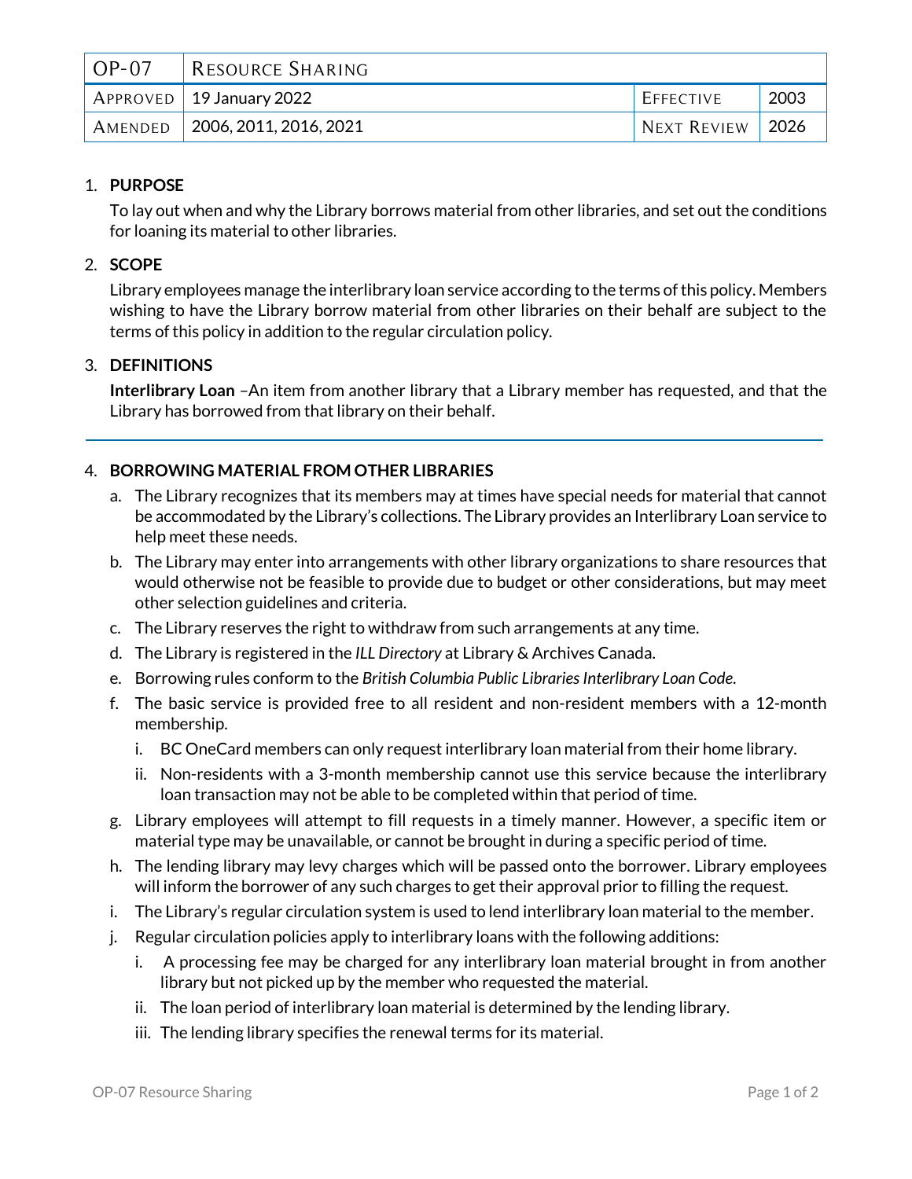| OP-07 | RESOURCE SHARING | | |
|---|---|---|---|
| APPROVED | 19 January 2022 | EFFECTIVE | 2003 |
| AMENDED | 2006, 2011, 2016, 2021 | NEXT REVIEW | 2026 |

1. **PURPOSE**

   To lay out when and why the Library borrows material from other libraries, and set out the conditions for loaning its material to other libraries.

2. **SCOPE**

   Library employees manage the interlibrary loan service according to the terms of this policy. Members wishing to have the Library borrow material from other libraries on their behalf are subject to the terms of this policy in addition to the regular circulation policy.

3. **DEFINITIONS**

   **Interlibrary Loan** –An item from another library that a Library member has requested, and that the Library has borrowed from that library on their behalf.

---

4. **BORROWING MATERIAL FROM OTHER LIBRARIES**

   a. The Library recognizes that its members may at times have special needs for material that cannot be accommodated by the Library's collections. The Library provides an Interlibrary Loan service to help meet these needs.

   b. The Library may enter into arrangements with other library organizations to share resources that would otherwise not be feasible to provide due to budget or other considerations, but may meet other selection guidelines and criteria.

   c. The Library reserves the right to withdraw from such arrangements at any time.

   d. The Library is registered in the *ILL Directory* at Library & Archives Canada.

   e. Borrowing rules conform to the *British Columbia Public Libraries Interlibrary Loan Code.*

   f. The basic service is provided free to all resident and non-resident members with a 12-month membership.

      i. BC OneCard members can only request interlibrary loan material from their home library.

      ii. Non-residents with a 3-month membership cannot use this service because the interlibrary loan transaction may not be able to be completed within that period of time.

   g. Library employees will attempt to fill requests in a timely manner. However, a specific item or material type may be unavailable, or cannot be brought in during a specific period of time.

   h. The lending library may levy charges which will be passed onto the borrower. Library employees will inform the borrower of any such charges to get their approval prior to filling the request.

   i. The Library's regular circulation system is used to lend interlibrary loan material to the member.

   j. Regular circulation policies apply to interlibrary loans with the following additions:

      i. A processing fee may be charged for any interlibrary loan material brought in from another library but not picked up by the member who requested the material.

      ii. The loan period of interlibrary loan material is determined by the lending library.

      iii. The lending library specifies the renewal terms for its material.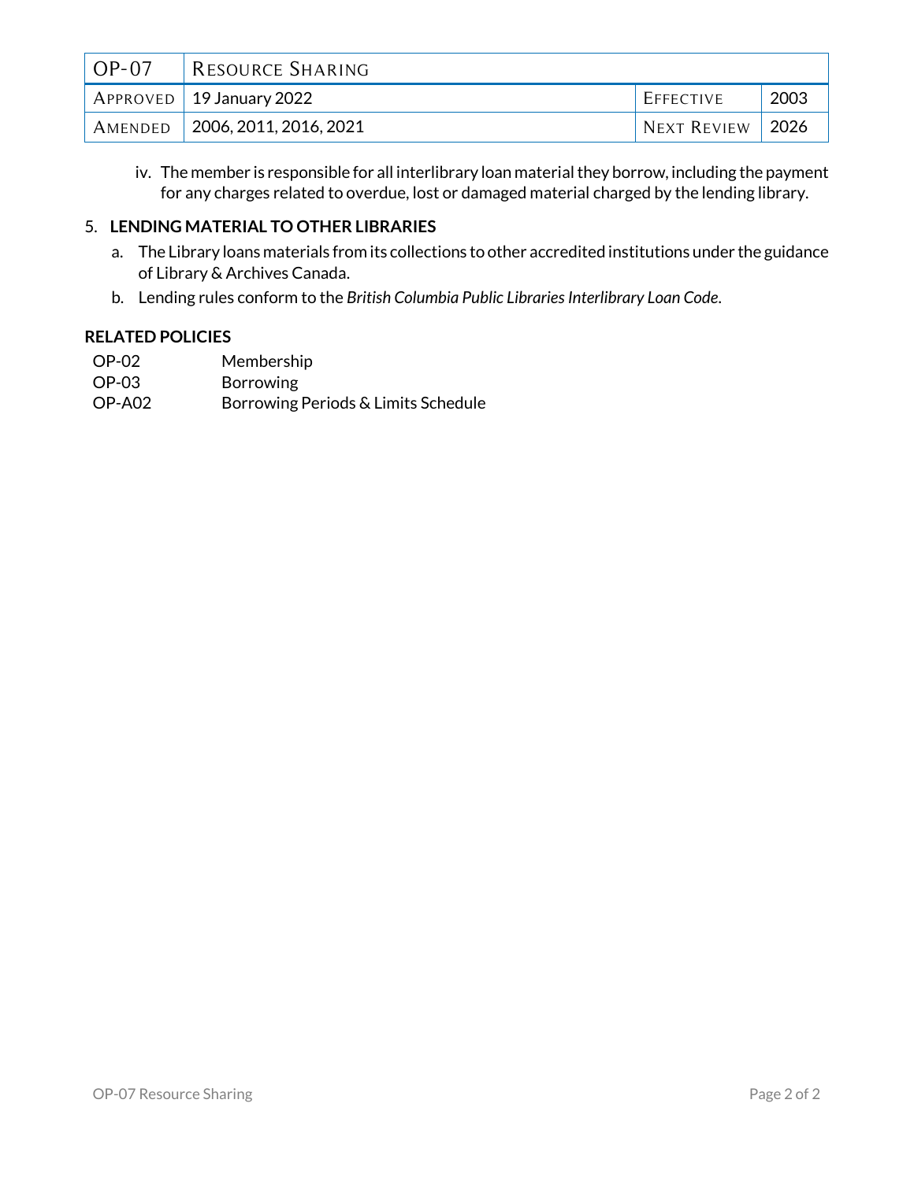iv. The member is responsible for all interlibrary loan material they borrow, including the payment for any charges related to overdue, lost or damaged material charged by the lending library.

5. **LENDING MATERIAL TO OTHER LIBRARIES**

   a. The Library loans materials from its collections to other accredited institutions under the guidance of Library & Archives Canada.

   b. Lending rules conform to the *British Columbia Public Libraries Interlibrary Loan Code*.

**RELATED POLICIES**

| | |
|---|---|
| OP-02 | Membership |
| OP-03 | Borrowing |
| OP-A02 | Borrowing Periods & Limits Schedule |